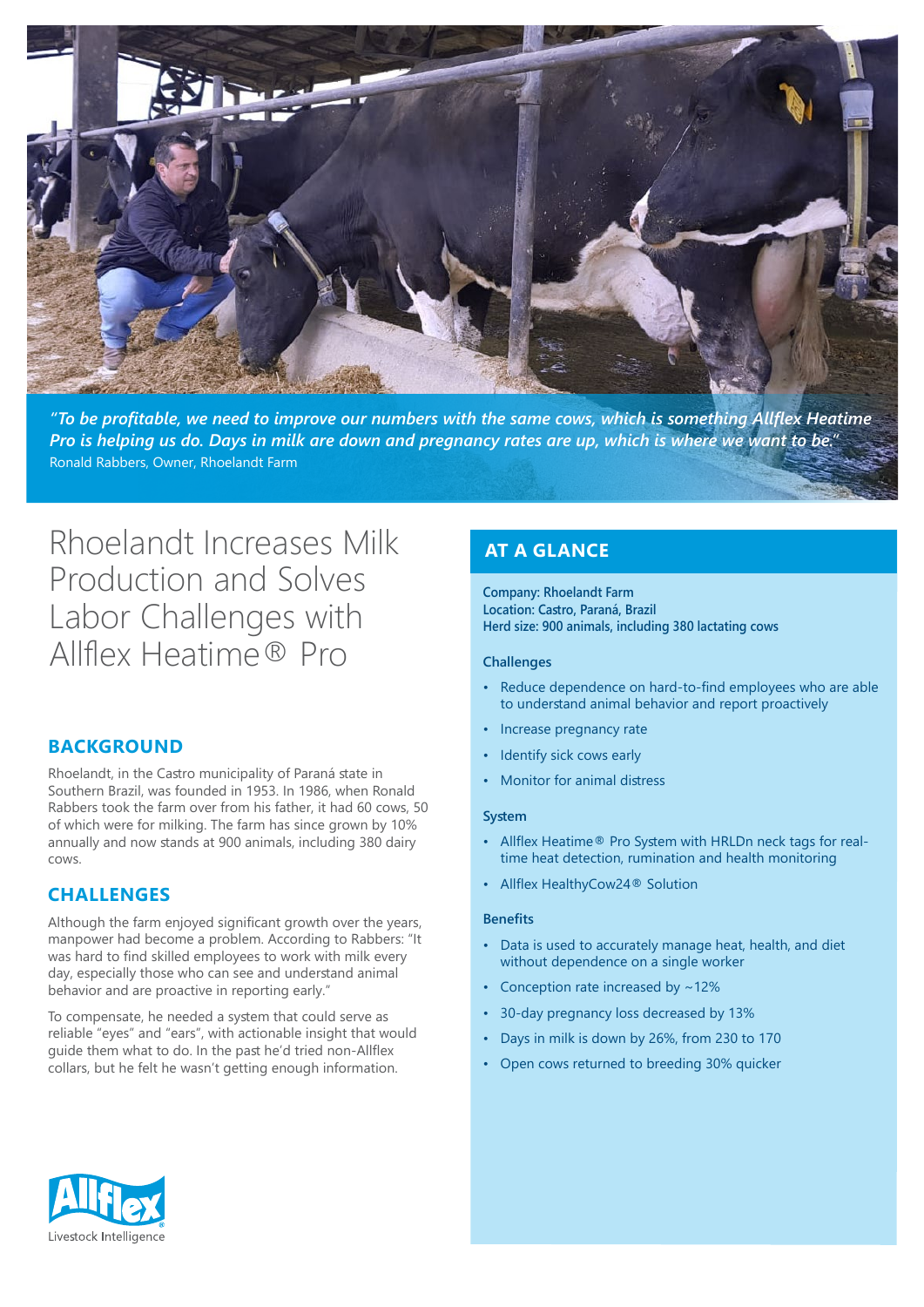*"To be profitable, we need to improve our numbers with the same cows, which is something Allflex Heatime Pro is helping us do. Days in milk are down and pregnancy rates are up, which is where we want to be."*
Ronald Rabbers, Owner, Rhoelandt Farm

# Rhoelandt Increases Milk Production and Solves Labor Challenges with Allflex Heatime® Pro

## BACKGROUND

Rhoelandt, in the Castro municipality of Paraná state in Southern Brazil, was founded in 1953. In 1986, when Ronald Rabbers took the farm over from his father, it had 60 cows, 50 of which were for milking. The farm has since grown by 10% annually and now stands at 900 animals, including 380 dairy cows.

## CHALLENGES

Although the farm enjoyed significant growth over the years, manpower had become a problem. According to Rabbers: "It was hard to find skilled employees to work with milk every day, especially those who can see and understand animal behavior and are proactive in reporting early."

To compensate, he needed a system that could serve as reliable "eyes" and "ears", with actionable insight that would guide them what to do. In the past he'd tried non-Allflex collars, but he felt he wasn't getting enough information.

## AT A GLANCE

**Company: Rhoelandt Farm**
**Location: Castro, Paraná, Brazil**
**Herd size: 900 animals, including 380 lactating cows**

### Challenges

- Reduce dependence on hard-to-find employees who are able to understand animal behavior and report proactively
- Increase pregnancy rate
- Identify sick cows early
- Monitor for animal distress

### System

- Allflex Heatime® Pro System with HRLDn neck tags for real-time heat detection, rumination and health monitoring
- Allflex HealthyCow24® Solution

### Benefits

- Data is used to accurately manage heat, health, and diet without dependence on a single worker
- Conception rate increased by ~12%
- 30-day pregnancy loss decreased by 13%
- Days in milk is down by 26%, from 230 to 170
- Open cows returned to breeding 30% quicker

Allflex Livestock Intelligence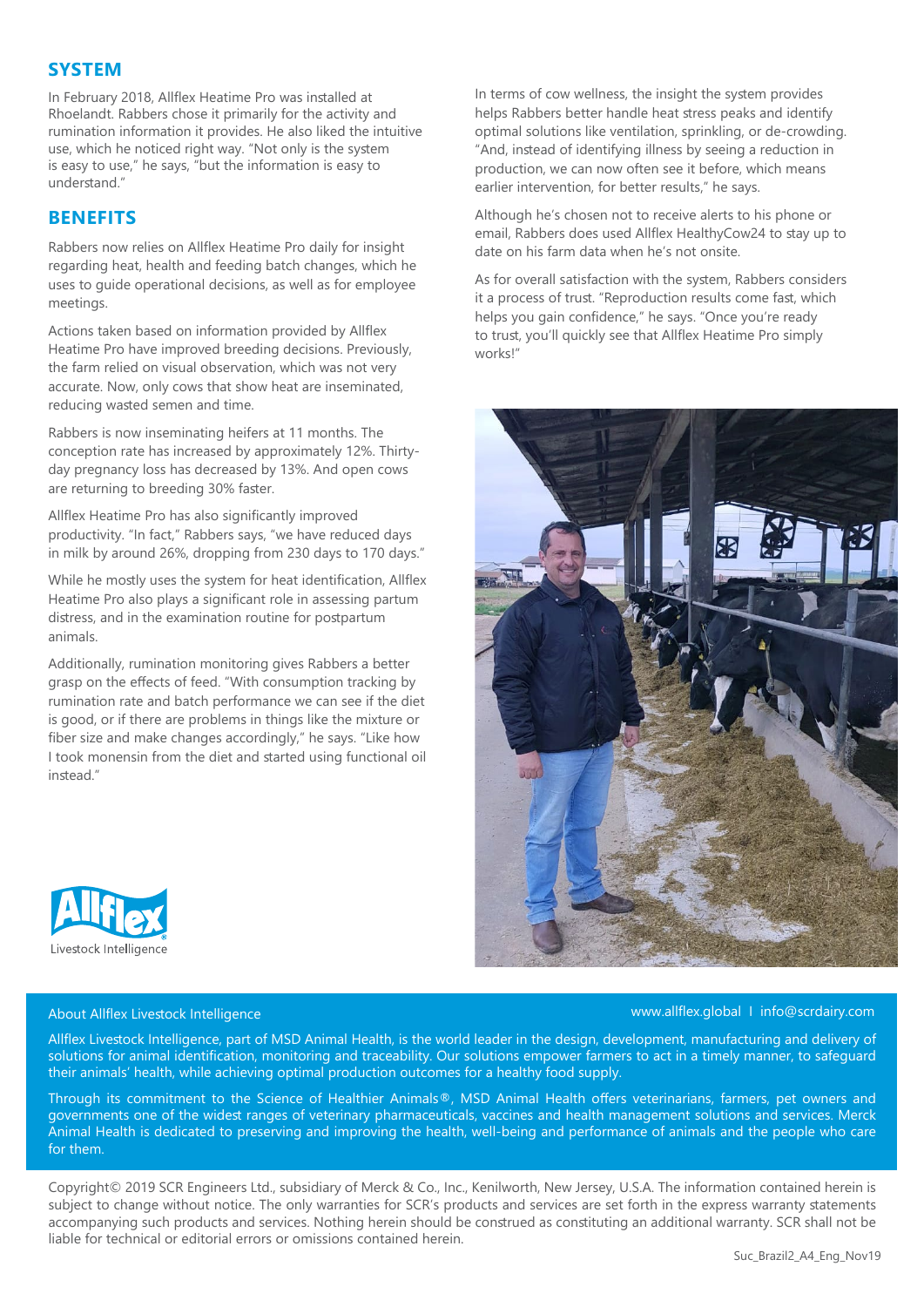## SYSTEM

In February 2018, Allflex Heatime Pro was installed at Rhoelandt. Rabbers chose it primarily for the activity and rumination information it provides. He also liked the intuitive use, which he noticed right way. "Not only is the system is easy to use," he says, "but the information is easy to understand."

## BENEFITS

Rabbers now relies on Allflex Heatime Pro daily for insight regarding heat, health and feeding batch changes, which he uses to guide operational decisions, as well as for employee meetings.

Actions taken based on information provided by Allflex Heatime Pro have improved breeding decisions. Previously, the farm relied on visual observation, which was not very accurate. Now, only cows that show heat are inseminated, reducing wasted semen and time.

Rabbers is now inseminating heifers at 11 months. The conception rate has increased by approximately 12%. Thirty-day pregnancy loss has decreased by 13%. And open cows are returning to breeding 30% faster.

Allflex Heatime Pro has also significantly improved productivity. "In fact," Rabbers says, "we have reduced days in milk by around 26%, dropping from 230 days to 170 days."

While he mostly uses the system for heat identification, Allflex Heatime Pro also plays a significant role in assessing partum distress, and in the examination routine for postpartum animals.

Additionally, rumination monitoring gives Rabbers a better grasp on the effects of feed. "With consumption tracking by rumination rate and batch performance we can see if the diet is good, or if there are problems in things like the mixture or fiber size and make changes accordingly," he says. "Like how I took monensin from the diet and started using functional oil instead."

In terms of cow wellness, the insight the system provides helps Rabbers better handle heat stress peaks and identify optimal solutions like ventilation, sprinkling, or de-crowding. "And, instead of identifying illness by seeing a reduction in production, we can now often see it before, which means earlier intervention, for better results," he says.

Although he's chosen not to receive alerts to his phone or email, Rabbers does used Allflex HealthyCow24 to stay up to date on his farm data when he's not onsite.

As for overall satisfaction with the system, Rabbers considers it a process of trust. "Reproduction results come fast, which helps you gain confidence," he says. "Once you're ready to trust, you'll quickly see that Allflex Heatime Pro simply works!"

Allflex
Livestock Intelligence

About Allflex Livestock Intelligence

www.allflex.global I info@scrdairy.com

Allflex Livestock Intelligence, part of MSD Animal Health, is the world leader in the design, development, manufacturing and delivery of solutions for animal identification, monitoring and traceability. Our solutions empower farmers to act in a timely manner, to safeguard their animals' health, while achieving optimal production outcomes for a healthy food supply.

Through its commitment to the Science of Healthier Animals®, MSD Animal Health offers veterinarians, farmers, pet owners and governments one of the widest ranges of veterinary pharmaceuticals, vaccines and health management solutions and services. Merck Animal Health is dedicated to preserving and improving the health, well-being and performance of animals and the people who care for them.

Copyright© 2019 SCR Engineers Ltd., subsidiary of Merck & Co., Inc., Kenilworth, New Jersey, U.S.A. The information contained herein is subject to change without notice. The only warranties for SCR's products and services are set forth in the express warranty statements accompanying such products and services. Nothing herein should be construed as constituting an additional warranty. SCR shall not be liable for technical or editorial errors or omissions contained herein.

Suc_Brazil2_A4_Eng_Nov19